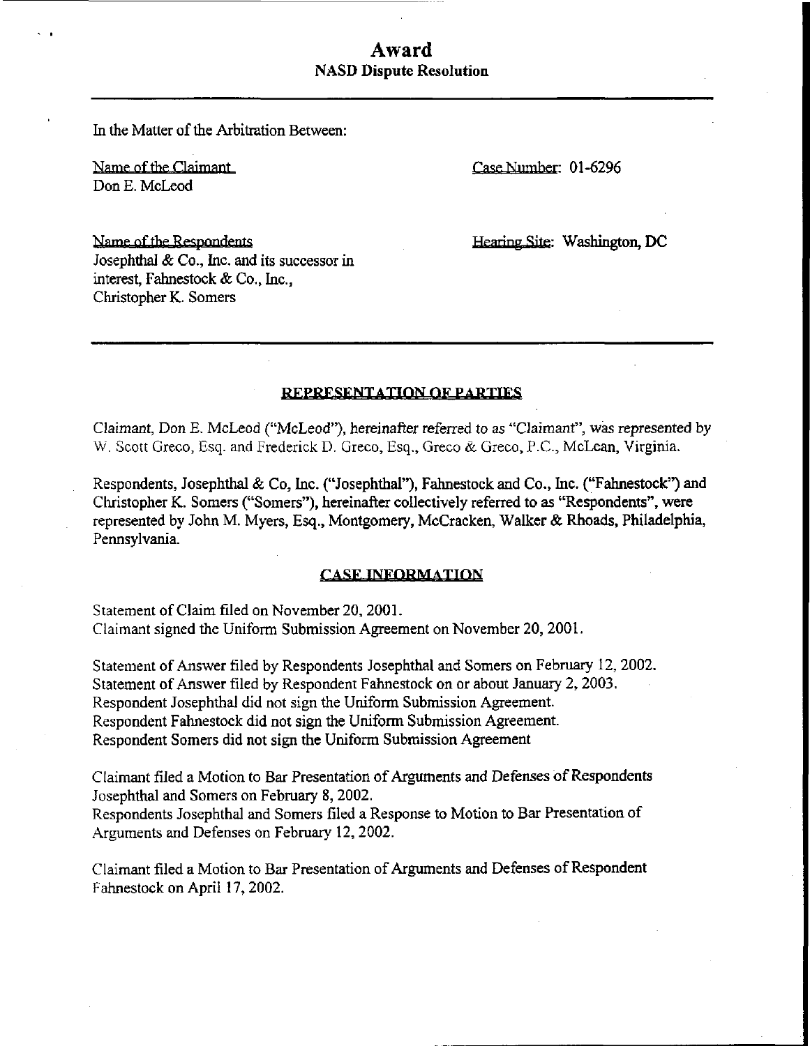# Award
## NASD Dispute Resolution

In the Matter of the Arbitration Between:

Name of the Claimant
Don E. McLeod

Case Number: 01-6296

Name of the Respondents
Josephthal & Co., Inc. and its successor in interest, Fahnestock & Co., Inc.,
Christopher K. Somers

Hearing Site: Washington, DC

---

### REPRESENTATION OF PARTIES

Claimant, Don E. McLeod ("McLeod"), hereinafter referred to as "Claimant", was represented by W. Scott Greco, Esq. and Frederick D. Greco, Esq., Greco & Greco, P.C., McLean, Virginia.

Respondents, Josephthal & Co, Inc. ("Josephthal"), Fahnestock and Co., Inc. ("Fahnestock") and Christopher K. Somers ("Somers"), hereinafter collectively referred to as "Respondents", were represented by John M. Myers, Esq., Montgomery, McCracken, Walker & Rhoads, Philadelphia, Pennsylvania.

### CASE INFORMATION

Statement of Claim filed on November 20, 2001.
Claimant signed the Uniform Submission Agreement on November 20, 2001.

Statement of Answer filed by Respondents Josephthal and Somers on February 12, 2002.
Statement of Answer filed by Respondent Fahnestock on or about January 2, 2003.
Respondent Josephthal did not sign the Uniform Submission Agreement.
Respondent Fahnestock did not sign the Uniform Submission Agreement.
Respondent Somers did not sign the Uniform Submission Agreement

Claimant filed a Motion to Bar Presentation of Arguments and Defenses of Respondents Josephthal and Somers on February 8, 2002.
Respondents Josephthal and Somers filed a Response to Motion to Bar Presentation of Arguments and Defenses on February 12, 2002.

Claimant filed a Motion to Bar Presentation of Arguments and Defenses of Respondent Fahnestock on April 17, 2002.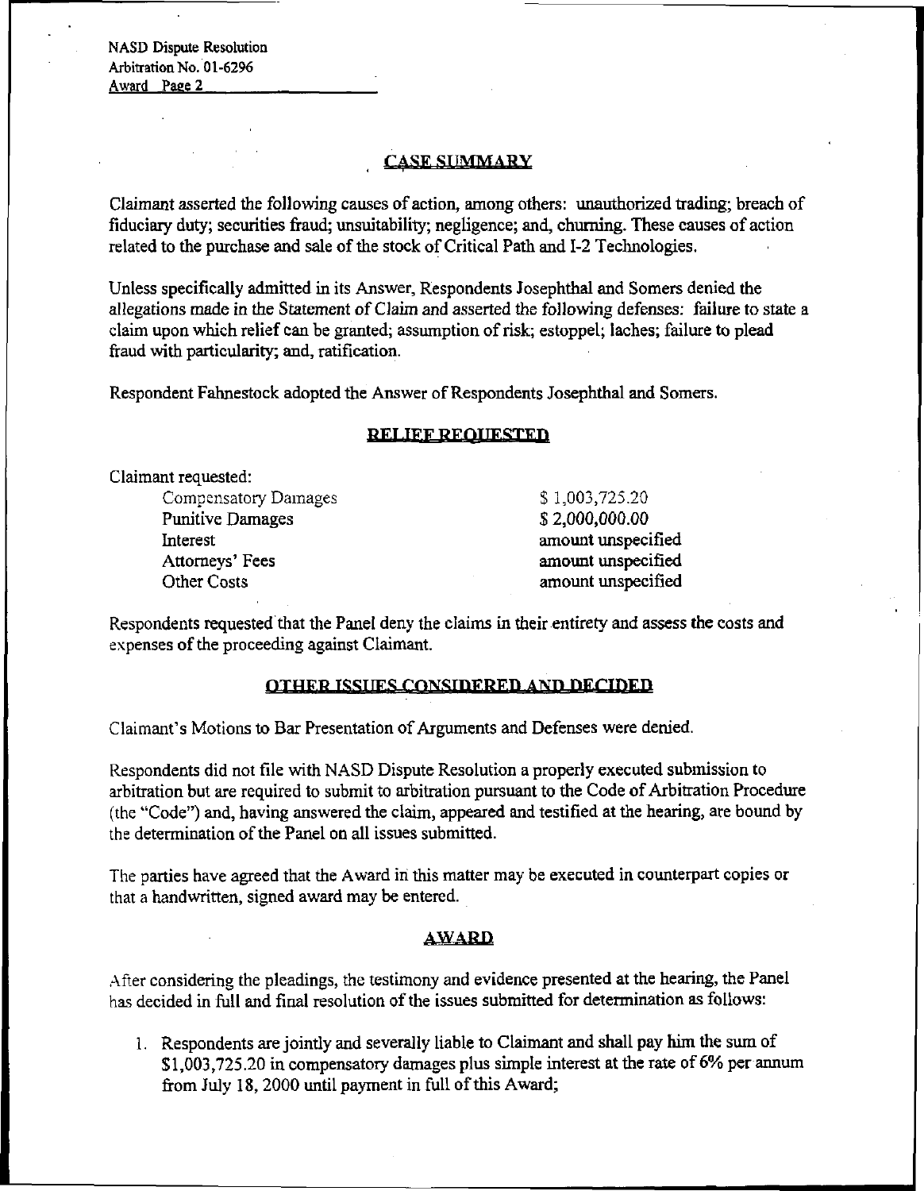## CASE SUMMARY

Claimant asserted the following causes of action, among others: unauthorized trading; breach of fiduciary duty; securities fraud; unsuitability; negligence; and, churning. These causes of action related to the purchase and sale of the stock of Critical Path and I-2 Technologies.

Unless specifically admitted in its Answer, Respondents Josephthal and Somers denied the allegations made in the Statement of Claim and asserted the following defenses: failure to state a claim upon which relief can be granted; assumption of risk; estoppel; laches; failure to plead fraud with particularity; and, ratification.

Respondent Fahnestock adopted the Answer of Respondents Josephthal and Somers.

## RELIEF REQUESTED

Claimant requested:

| | |
|---|---|
| Compensatory Damages | $ 1,003,725.20 |
| Punitive Damages | $ 2,000,000.00 |
| Interest | amount unspecified |
| Attorneys' Fees | amount unspecified |
| Other Costs | amount unspecified |

Respondents requested that the Panel deny the claims in their entirety and assess the costs and expenses of the proceeding against Claimant.

## OTHER ISSUES CONSIDERED AND DECIDED

Claimant's Motions to Bar Presentation of Arguments and Defenses were denied.

Respondents did not file with NASD Dispute Resolution a properly executed submission to arbitration but are required to submit to arbitration pursuant to the Code of Arbitration Procedure (the "Code") and, having answered the claim, appeared and testified at the hearing, are bound by the determination of the Panel on all issues submitted.

The parties have agreed that the Award in this matter may be executed in counterpart copies or that a handwritten, signed award may be entered.

## AWARD

After considering the pleadings, the testimony and evidence presented at the hearing, the Panel has decided in full and final resolution of the issues submitted for determination as follows:

1. Respondents are jointly and severally liable to Claimant and shall pay him the sum of $1,003,725.20 in compensatory damages plus simple interest at the rate of 6% per annum from July 18, 2000 until payment in full of this Award;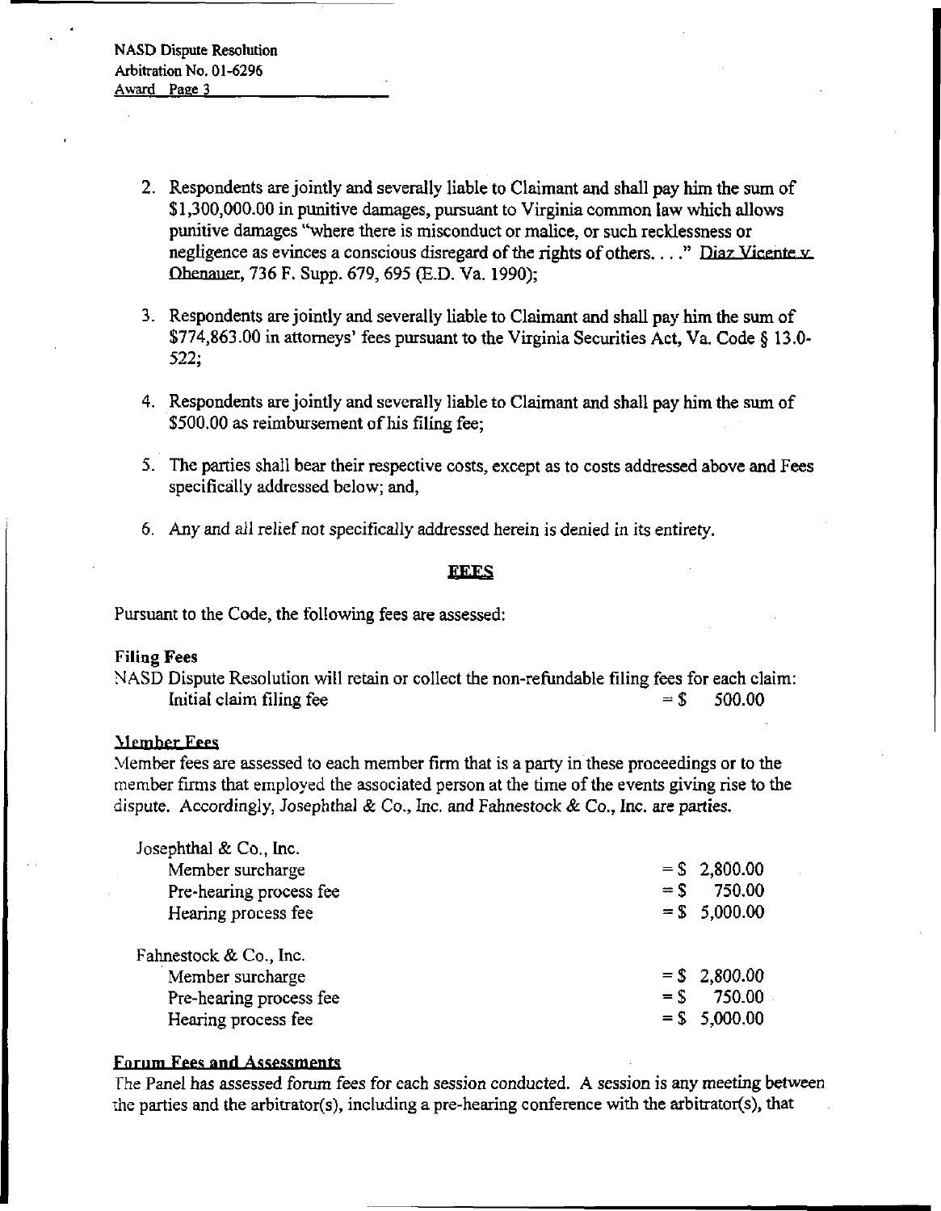2. Respondents are jointly and severally liable to Claimant and shall pay him the sum of $1,300,000.00 in punitive damages, pursuant to Virginia common law which allows punitive damages "where there is misconduct or malice, or such recklessness or negligence as evinces a conscious disregard of the rights of others. . . ." Diaz Vicente v. Obenauer, 736 F. Supp. 679, 695 (E.D. Va. 1990);

3. Respondents are jointly and severally liable to Claimant and shall pay him the sum of $774,863.00 in attorneys' fees pursuant to the Virginia Securities Act, Va. Code § 13.0-522;

4. Respondents are jointly and severally liable to Claimant and shall pay him the sum of $500.00 as reimbursement of his filing fee;

5. The parties shall bear their respective costs, except as to costs addressed above and Fees specifically addressed below; and,

6. Any and all relief not specifically addressed herein is denied in its entirety.

## FEES

Pursuant to the Code, the following fees are assessed:

**Filing Fees**

NASD Dispute Resolution will retain or collect the non-refundable filing fees for each claim:

| | |
|---|---|
| Initial claim filing fee | = $ 500.00 |

**Member Fees**

Member fees are assessed to each member firm that is a party in these proceedings or to the member firms that employed the associated person at the time of the events giving rise to the dispute. Accordingly, Josephthal & Co., Inc. and Fahnestock & Co., Inc. are parties.

| | |
|---|---|
| Josephthal & Co., Inc. | |
| Member surcharge | = $ 2,800.00 |
| Pre-hearing process fee | = $ 750.00 |
| Hearing process fee | = $ 5,000.00 |
| Fahnestock & Co., Inc. | |
| Member surcharge | = $ 2,800.00 |
| Pre-hearing process fee | = $ 750.00 |
| Hearing process fee | = $ 5,000.00 |

**Forum Fees and Assessments**

The Panel has assessed forum fees for each session conducted. A session is any meeting between the parties and the arbitrator(s), including a pre-hearing conference with the arbitrator(s), that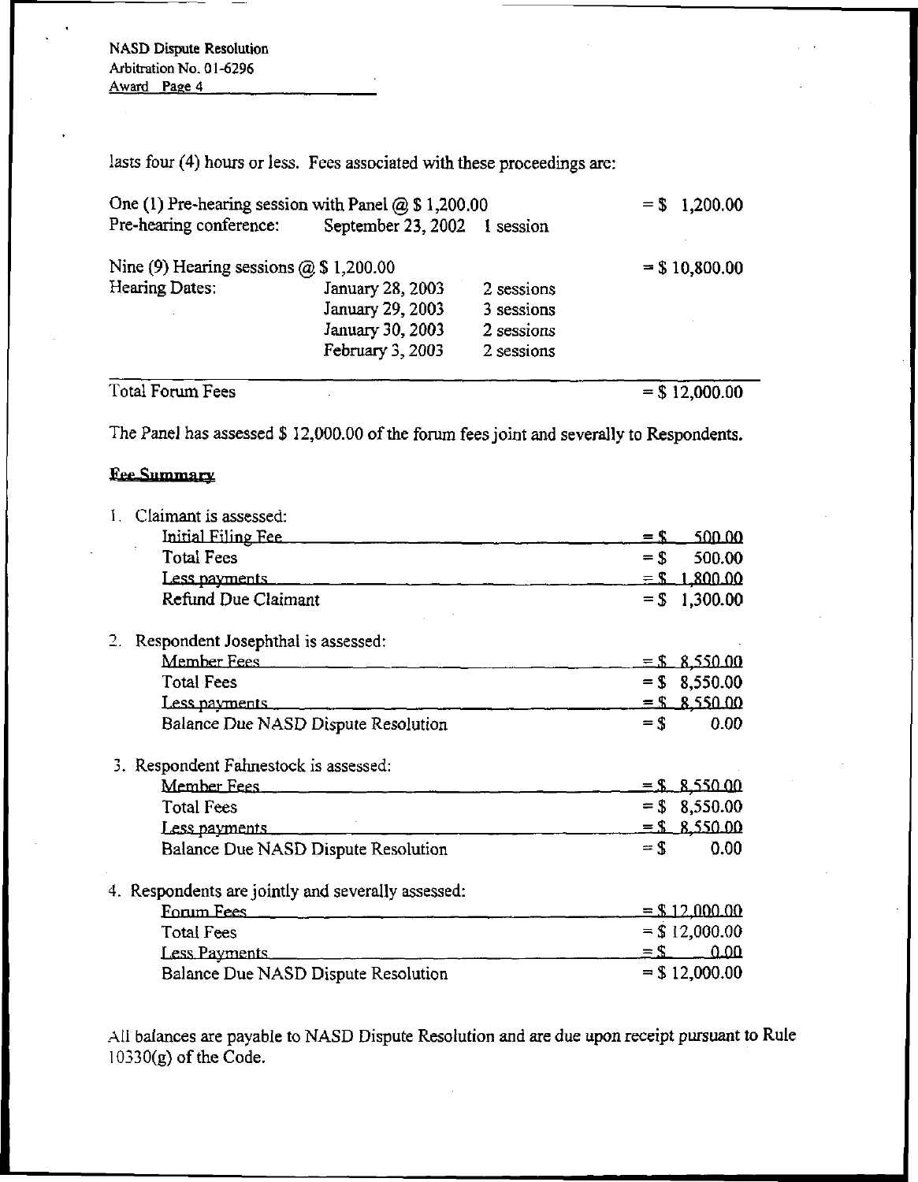NASD Dispute Resolution
Arbitration No. 01-6296
Award

lasts four (4) hours or less. Fees associated with these proceedings are:

| | | | |
|---|---|---|---|
| One (1) Pre-hearing session with Panel @ $ 1,200.00 | | | = $ 1,200.00 |
| Pre-hearing conference: | September 23, 2002 | 1 session | |
| Nine (9) Hearing sessions @ $ 1,200.00 | | | = $ 10,800.00 |
| Hearing Dates: | January 28, 2003 | 2 sessions | |
| | January 29, 2003 | 3 sessions | |
| | January 30, 2003 | 2 sessions | |
| | February 3, 2003 | 2 sessions | |
| Total Forum Fees | | | = $ 12,000.00 |

The Panel has assessed $ 12,000.00 of the forum fees joint and severally to Respondents.

**Fee Summary**

1. Claimant is assessed:

| | |
|---|---|
| Initial Filing Fee | = $ 500.00 |
| Total Fees | = $ 500.00 |
| Less payments | = $ 1,800.00 |
| Refund Due Claimant | = $ 1,300.00 |

2. Respondent Josephthal is assessed:

| | |
|---|---|
| Member Fees | = $ 8,550.00 |
| Total Fees | = $ 8,550.00 |
| Less payments | = $ 8,550.00 |
| Balance Due NASD Dispute Resolution | = $ 0.00 |

3. Respondent Fahnestock is assessed:

| | |
|---|---|
| Member Fees | = $ 8,550.00 |
| Total Fees | = $ 8,550.00 |
| Less payments | = $ 8,550.00 |
| Balance Due NASD Dispute Resolution | = $ 0.00 |

4. Respondents are jointly and severally assessed:

| | |
|---|---|
| Forum Fees | = $ 12,000.00 |
| Total Fees | = $ 12,000.00 |
| Less Payments | = $ 0.00 |
| Balance Due NASD Dispute Resolution | = $ 12,000.00 |

All balances are payable to NASD Dispute Resolution and are due upon receipt pursuant to Rule 10330(g) of the Code.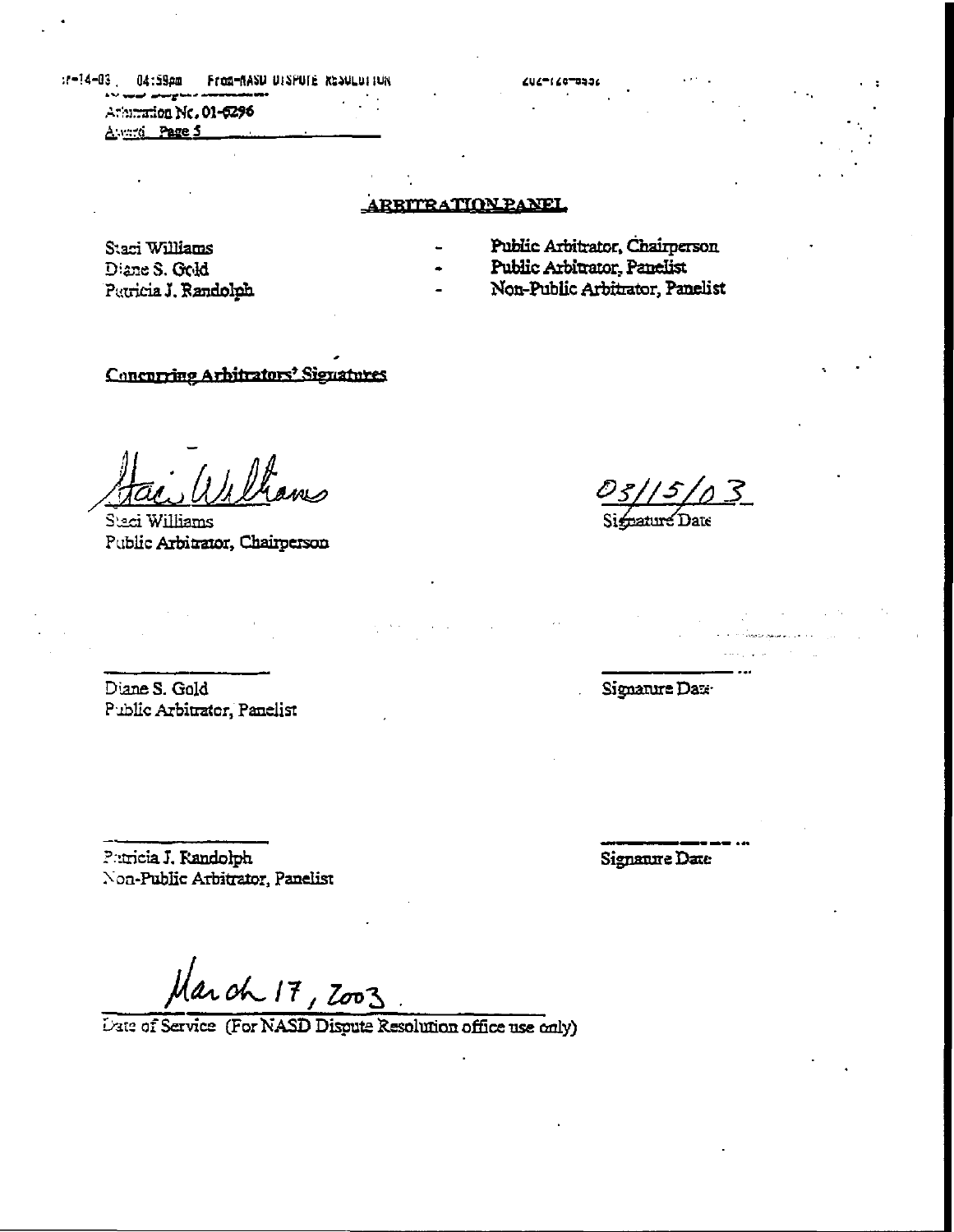Arbitration No. 01-6296
Award Page 5

## ARBITRATION PANEL

| | | |
|---|---|---|
| Staci Williams | - | Public Arbitrator, Chairperson |
| Diane S. Gold | - | Public Arbitrator, Panelist |
| Patricia J. Randolph | - | Non-Public Arbitrator, Panelist |

**Concurring Arbitrators' Signatures**

Staci Williams
Staci Williams
Public Arbitrator, Chairperson

03/15/03
Signature Date

Diane S. Gold
Public Arbitrator, Panelist

Signature Date

Patricia J. Randolph
Non-Public Arbitrator, Panelist

Signature Date

March 17, 2003
Date of Service (For NASD Dispute Resolution office use only)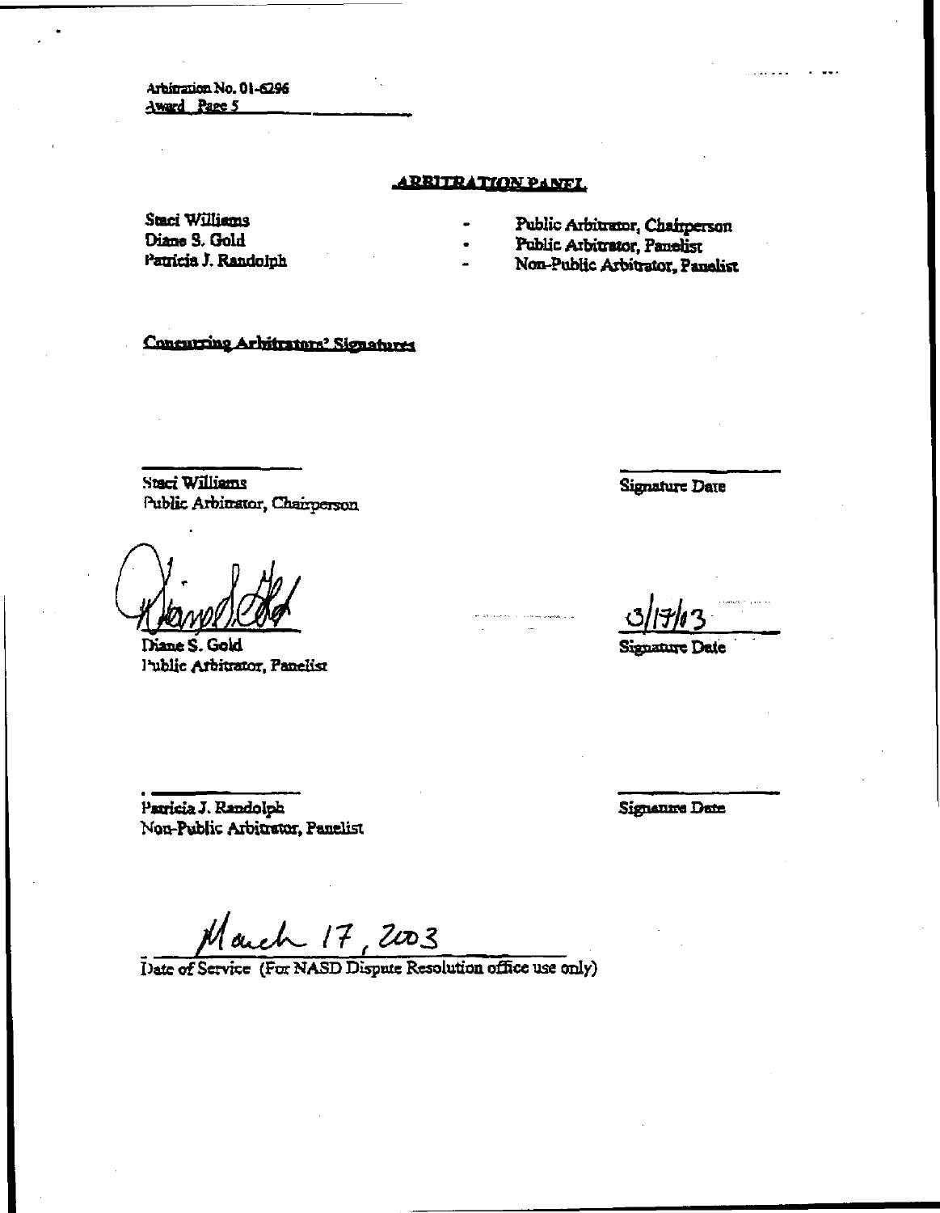Arbitration No. 01-6296
Award Page 5

## ARBITRATION PANEL

| | | |
|---|---|---|
| Staci Williams | - | Public Arbitrator, Chairperson |
| Diane S. Gold | - | Public Arbitrator, Panelist |
| Patricia J. Randolph | - | Non-Public Arbitrator, Panelist |

**Concurring Arbitrators' Signatures**

_______________
Staci Williams
Public Arbitrator, Chairperson

_______________
Signature Date

_______________
Diane S. Gold
Public Arbitrator, Panelist

3/17/03
Signature Date

_______________
Patricia J. Randolph
Non-Public Arbitrator, Panelist

_______________
Signature Date

March 17, 2003
Date of Service (For NASD Dispute Resolution office use only)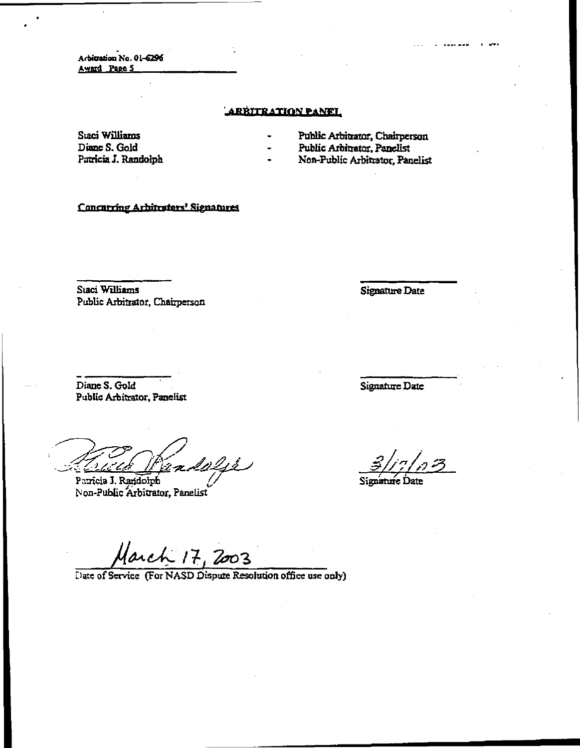Arbitration No. 01-6296
Award Page 5

## ARBITRATION PANEL

| | | |
|---|---|---|
| Staci Williams | - | Public Arbitrator, Chairperson |
| Diane S. Gold | - | Public Arbitrator, Panelist |
| Patricia J. Randolph | - | Non-Public Arbitrator, Panelist |

**Concurring Arbitrators' Signatures**

Staci Williams
Public Arbitrator, Chairperson

Signature Date

Diane S. Gold
Public Arbitrator, Panelist

Signature Date

Patricia J. Randolph
Non-Public Arbitrator, Panelist

3/17/03
Signature Date

March 17, 2003
Date of Service (For NASD Dispute Resolution office use only)